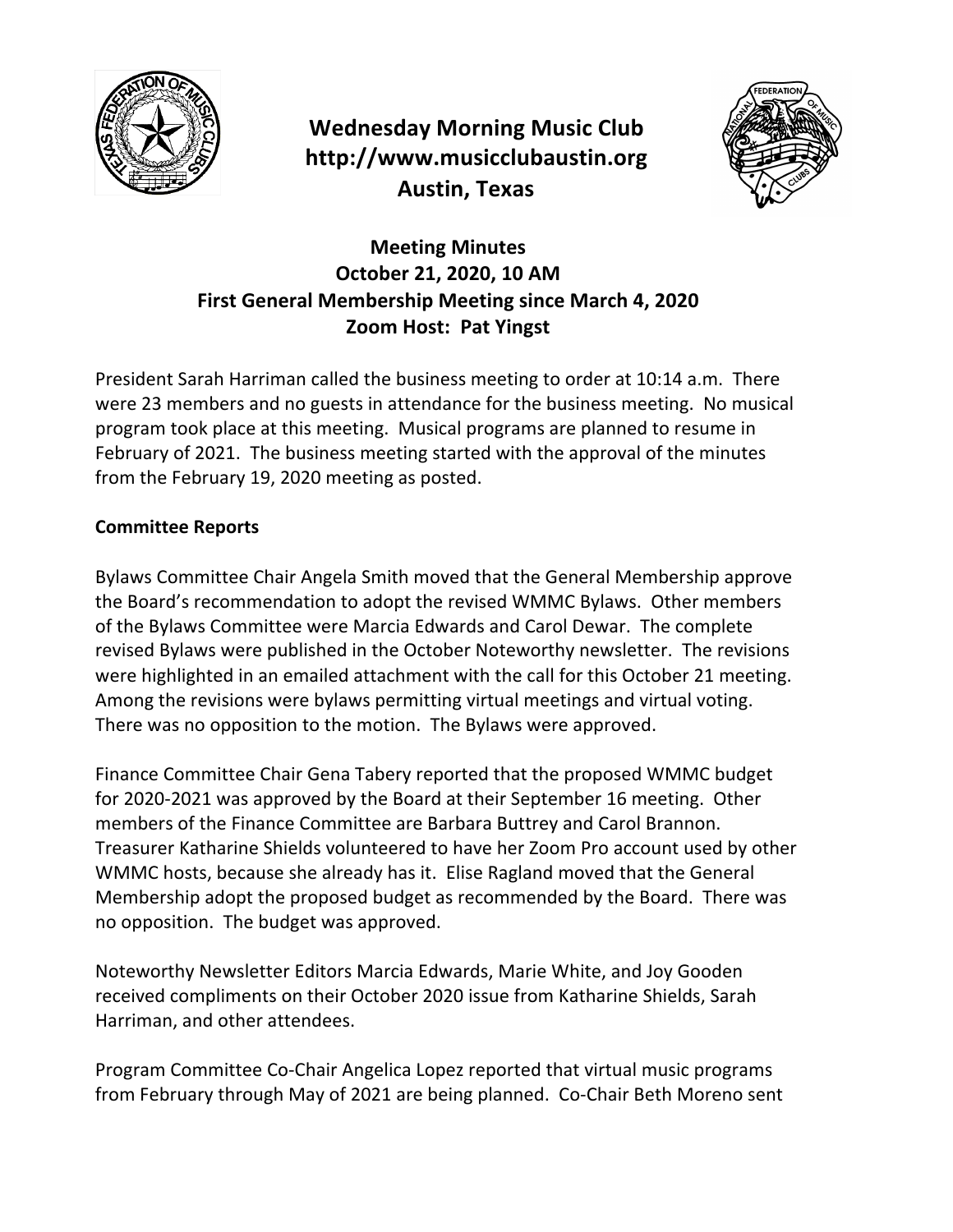# Wednesday Morning Music Club
## http://www.musicclubaustin.org
## Austin, Texas

### Meeting Minutes
### October 21, 2020, 10 AM
### First General Membership Meeting since March 4, 2020
### Zoom Host: Pat Yingst

President Sarah Harriman called the business meeting to order at 10:14 a.m. There were 23 members and no guests in attendance for the business meeting. No musical program took place at this meeting. Musical programs are planned to resume in February of 2021. The business meeting started with the approval of the minutes from the February 19, 2020 meeting as posted.

**Committee Reports**

Bylaws Committee Chair Angela Smith moved that the General Membership approve the Board's recommendation to adopt the revised WMMC Bylaws. Other members of the Bylaws Committee were Marcia Edwards and Carol Dewar. The complete revised Bylaws were published in the October Noteworthy newsletter. The revisions were highlighted in an emailed attachment with the call for this October 21 meeting. Among the revisions were bylaws permitting virtual meetings and virtual voting. There was no opposition to the motion. The Bylaws were approved.

Finance Committee Chair Gena Tabery reported that the proposed WMMC budget for 2020-2021 was approved by the Board at their September 16 meeting. Other members of the Finance Committee are Barbara Buttrey and Carol Brannon. Treasurer Katharine Shields volunteered to have her Zoom Pro account used by other WMMC hosts, because she already has it. Elise Ragland moved that the General Membership adopt the proposed budget as recommended by the Board. There was no opposition. The budget was approved.

Noteworthy Newsletter Editors Marcia Edwards, Marie White, and Joy Gooden received compliments on their October 2020 issue from Katharine Shields, Sarah Harriman, and other attendees.

Program Committee Co-Chair Angelica Lopez reported that virtual music programs from February through May of 2021 are being planned. Co-Chair Beth Moreno sent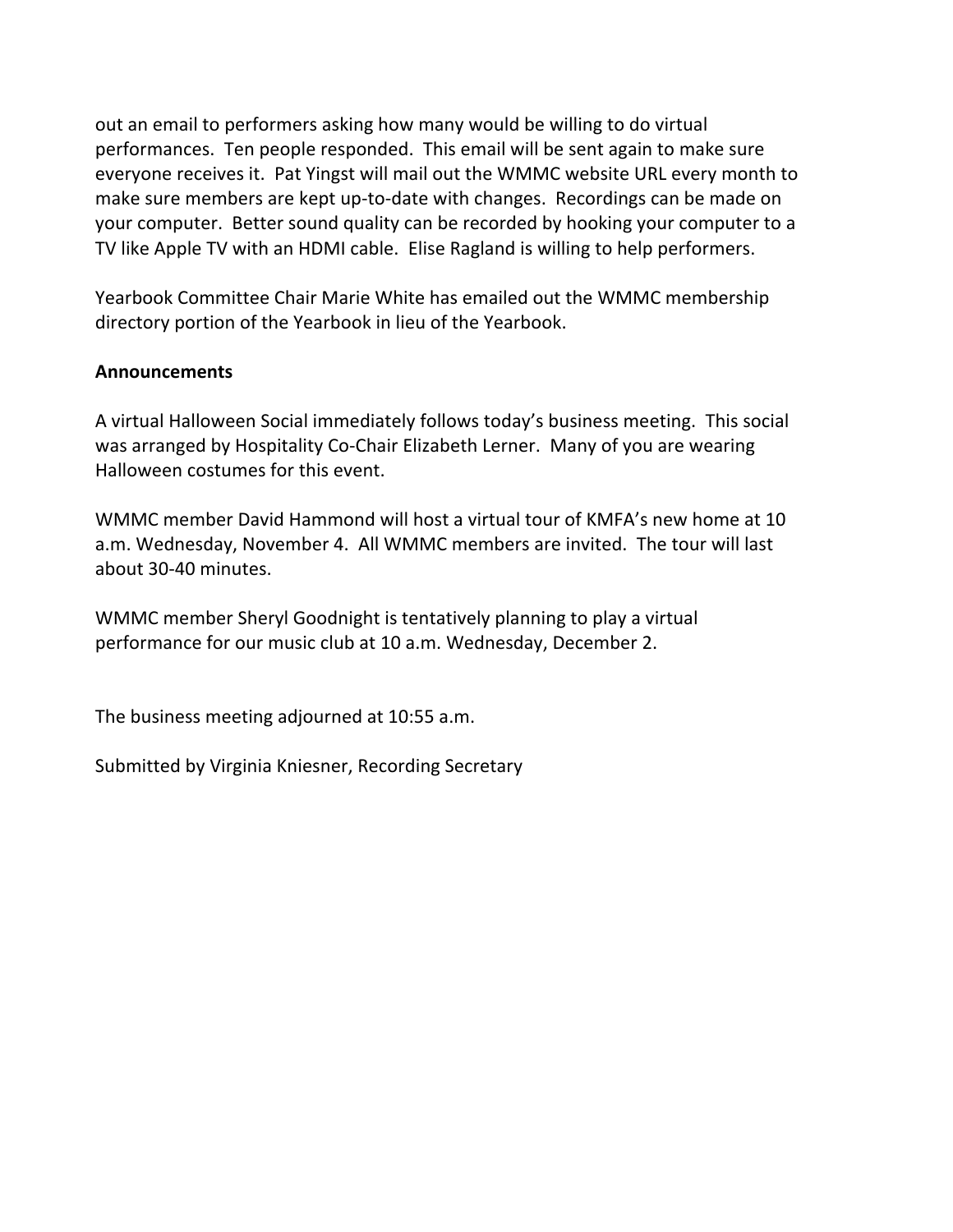out an email to performers asking how many would be willing to do virtual performances. Ten people responded. This email will be sent again to make sure everyone receives it. Pat Yingst will mail out the WMMC website URL every month to make sure members are kept up-to-date with changes. Recordings can be made on your computer. Better sound quality can be recorded by hooking your computer to a TV like Apple TV with an HDMI cable. Elise Ragland is willing to help performers.

Yearbook Committee Chair Marie White has emailed out the WMMC membership directory portion of the Yearbook in lieu of the Yearbook.

**Announcements**

A virtual Halloween Social immediately follows today's business meeting. This social was arranged by Hospitality Co-Chair Elizabeth Lerner. Many of you are wearing Halloween costumes for this event.

WMMC member David Hammond will host a virtual tour of KMFA's new home at 10 a.m. Wednesday, November 4. All WMMC members are invited. The tour will last about 30-40 minutes.

WMMC member Sheryl Goodnight is tentatively planning to play a virtual performance for our music club at 10 a.m. Wednesday, December 2.

The business meeting adjourned at 10:55 a.m.

Submitted by Virginia Kniesner, Recording Secretary